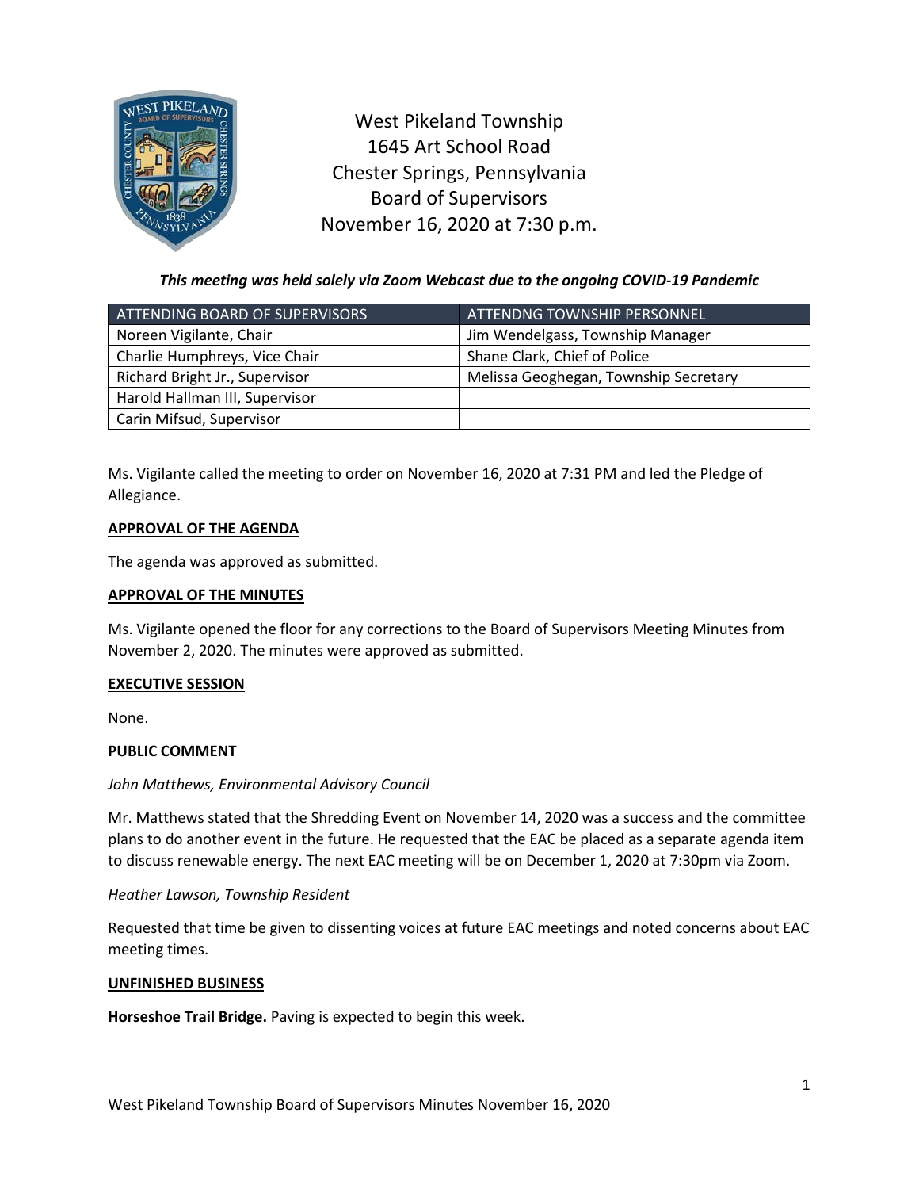West Pikeland Township
1645 Art School Road
Chester Springs, Pennsylvania
Board of Supervisors
November 16, 2020 at 7:30 p.m.

***This meeting was held solely via Zoom Webcast due to the ongoing COVID-19 Pandemic***

| ATTENDING BOARD OF SUPERVISORS | ATTENDNG TOWNSHIP PERSONNEL |
|---|---|
| Noreen Vigilante, Chair | Jim Wendelgass, Township Manager |
| Charlie Humphreys, Vice Chair | Shane Clark, Chief of Police |
| Richard Bright Jr., Supervisor | Melissa Geoghegan, Township Secretary |
| Harold Hallman III, Supervisor | |
| Carin Mifsud, Supervisor | |

Ms. Vigilante called the meeting to order on November 16, 2020 at 7:31 PM and led the Pledge of Allegiance.

**APPROVAL OF THE AGENDA**

The agenda was approved as submitted.

**APPROVAL OF THE MINUTES**

Ms. Vigilante opened the floor for any corrections to the Board of Supervisors Meeting Minutes from November 2, 2020. The minutes were approved as submitted.

**EXECUTIVE SESSION**

None.

**PUBLIC COMMENT**

*John Matthews, Environmental Advisory Council*

Mr. Matthews stated that the Shredding Event on November 14, 2020 was a success and the committee plans to do another event in the future. He requested that the EAC be placed as a separate agenda item to discuss renewable energy. The next EAC meeting will be on December 1, 2020 at 7:30pm via Zoom.

*Heather Lawson, Township Resident*

Requested that time be given to dissenting voices at future EAC meetings and noted concerns about EAC meeting times.

**UNFINISHED BUSINESS**

**Horseshoe Trail Bridge.** Paving is expected to begin this week.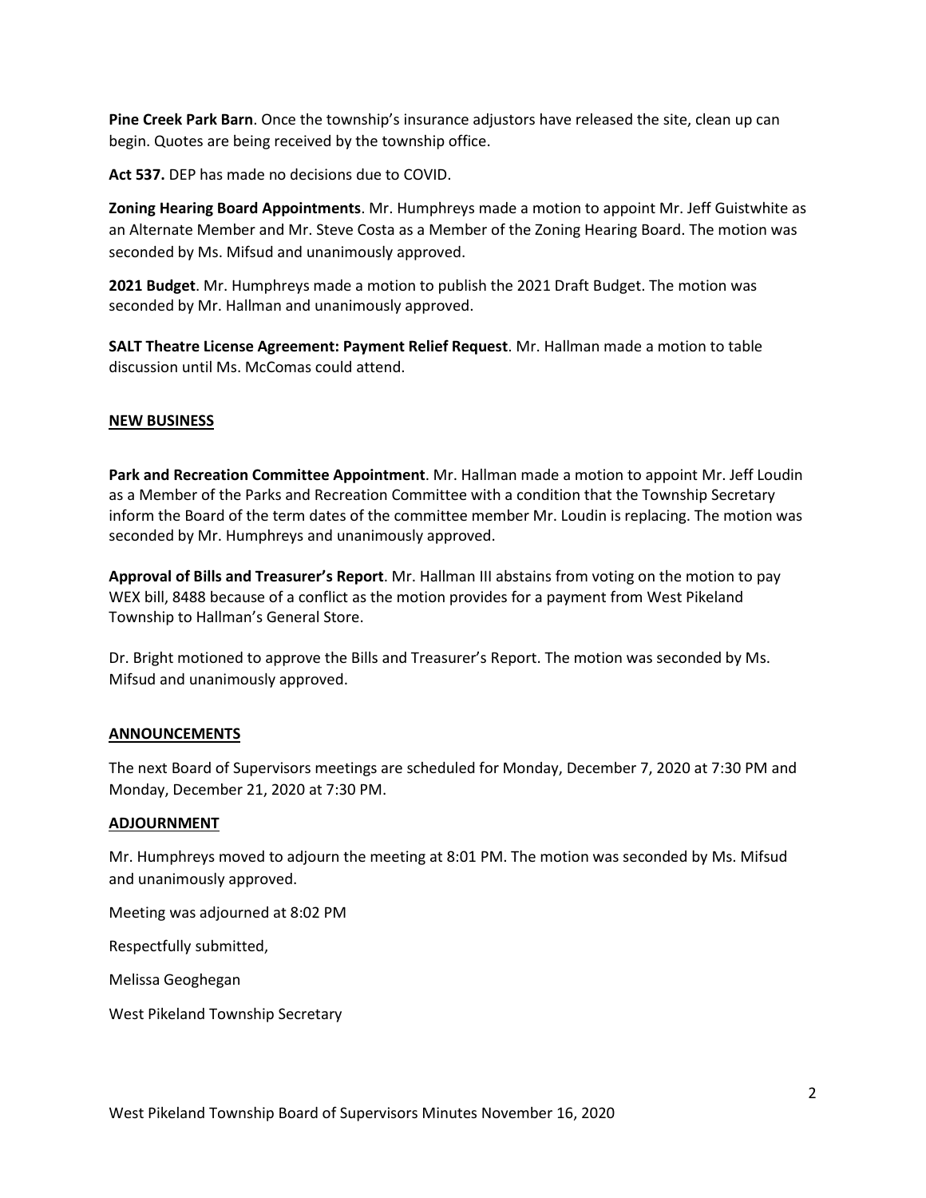**Pine Creek Park Barn**. Once the township's insurance adjustors have released the site, clean up can begin. Quotes are being received by the township office.

**Act 537.** DEP has made no decisions due to COVID.

**Zoning Hearing Board Appointments**. Mr. Humphreys made a motion to appoint Mr. Jeff Guistwhite as an Alternate Member and Mr. Steve Costa as a Member of the Zoning Hearing Board. The motion was seconded by Ms. Mifsud and unanimously approved.

**2021 Budget**. Mr. Humphreys made a motion to publish the 2021 Draft Budget. The motion was seconded by Mr. Hallman and unanimously approved.

**SALT Theatre License Agreement: Payment Relief Request**. Mr. Hallman made a motion to table discussion until Ms. McComas could attend.

## NEW BUSINESS

**Park and Recreation Committee Appointment**. Mr. Hallman made a motion to appoint Mr. Jeff Loudin as a Member of the Parks and Recreation Committee with a condition that the Township Secretary inform the Board of the term dates of the committee member Mr. Loudin is replacing. The motion was seconded by Mr. Humphreys and unanimously approved.

**Approval of Bills and Treasurer's Report**. Mr. Hallman III abstains from voting on the motion to pay WEX bill, 8488 because of a conflict as the motion provides for a payment from West Pikeland Township to Hallman's General Store.

Dr. Bright motioned to approve the Bills and Treasurer's Report. The motion was seconded by Ms. Mifsud and unanimously approved.

## ANNOUNCEMENTS

The next Board of Supervisors meetings are scheduled for Monday, December 7, 2020 at 7:30 PM and Monday, December 21, 2020 at 7:30 PM.

## ADJOURNMENT

Mr. Humphreys moved to adjourn the meeting at 8:01 PM. The motion was seconded by Ms. Mifsud and unanimously approved.

Meeting was adjourned at 8:02 PM

Respectfully submitted,

Melissa Geoghegan

West Pikeland Township Secretary